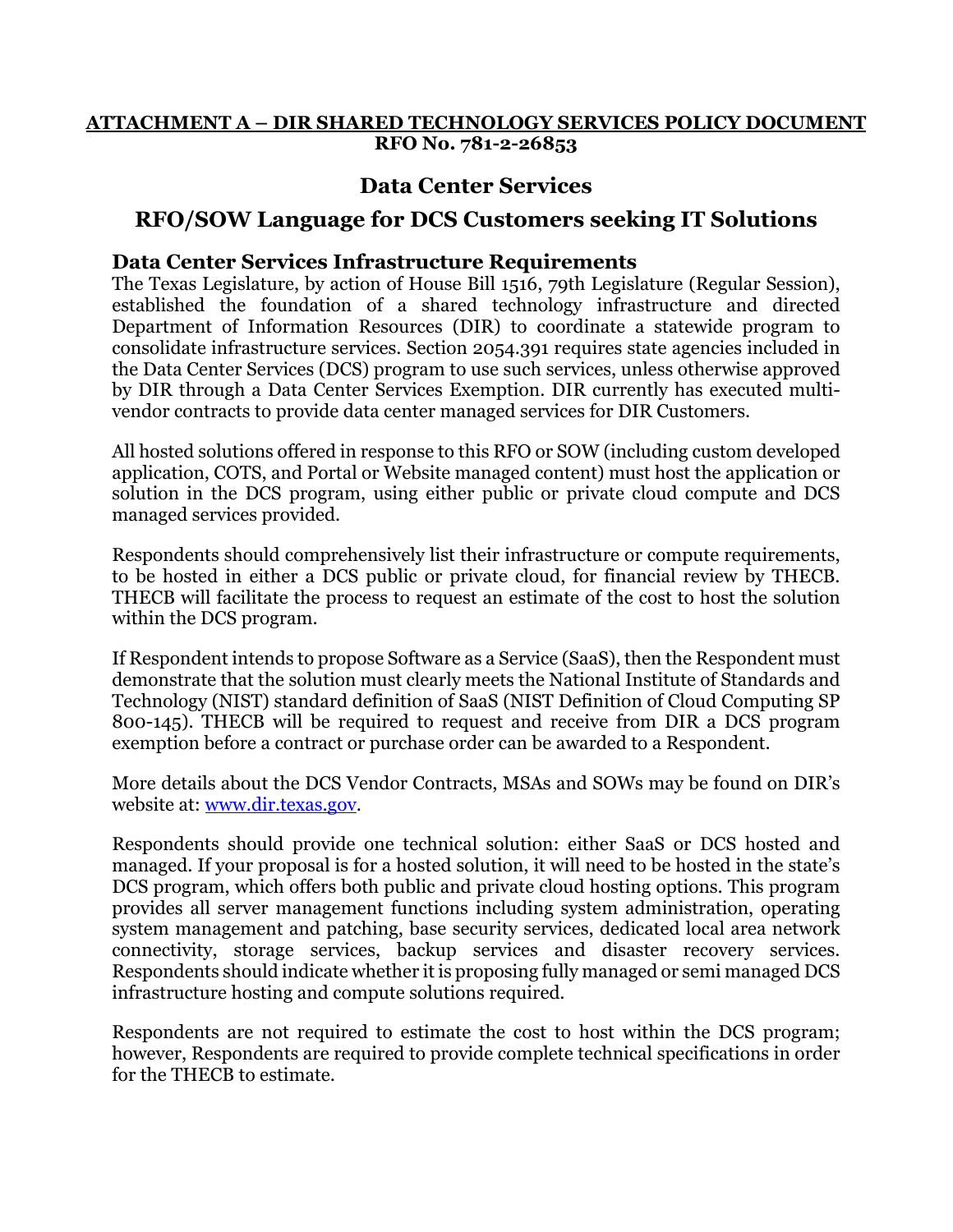**ATTACHMENT A – DIR SHARED TECHNOLOGY SERVICES POLICY DOCUMENT**
**RFO No. 781-2-26853**

# Data Center Services

# RFO/SOW Language for DCS Customers seeking IT Solutions

## Data Center Services Infrastructure Requirements

The Texas Legislature, by action of House Bill 1516, 79th Legislature (Regular Session), established the foundation of a shared technology infrastructure and directed Department of Information Resources (DIR) to coordinate a statewide program to consolidate infrastructure services. Section 2054.391 requires state agencies included in the Data Center Services (DCS) program to use such services, unless otherwise approved by DIR through a Data Center Services Exemption. DIR currently has executed multi-vendor contracts to provide data center managed services for DIR Customers.

All hosted solutions offered in response to this RFO or SOW (including custom developed application, COTS, and Portal or Website managed content) must host the application or solution in the DCS program, using either public or private cloud compute and DCS managed services provided.

Respondents should comprehensively list their infrastructure or compute requirements, to be hosted in either a DCS public or private cloud, for financial review by THECB. THECB will facilitate the process to request an estimate of the cost to host the solution within the DCS program.

If Respondent intends to propose Software as a Service (SaaS), then the Respondent must demonstrate that the solution must clearly meets the National Institute of Standards and Technology (NIST) standard definition of SaaS (NIST Definition of Cloud Computing SP 800-145). THECB will be required to request and receive from DIR a DCS program exemption before a contract or purchase order can be awarded to a Respondent.

More details about the DCS Vendor Contracts, MSAs and SOWs may be found on DIR's website at: [www.dir.texas.gov](www.dir.texas.gov).

Respondents should provide one technical solution: either SaaS or DCS hosted and managed. If your proposal is for a hosted solution, it will need to be hosted in the state's DCS program, which offers both public and private cloud hosting options. This program provides all server management functions including system administration, operating system management and patching, base security services, dedicated local area network connectivity, storage services, backup services and disaster recovery services. Respondents should indicate whether it is proposing fully managed or semi managed DCS infrastructure hosting and compute solutions required.

Respondents are not required to estimate the cost to host within the DCS program; however, Respondents are required to provide complete technical specifications in order for the THECB to estimate.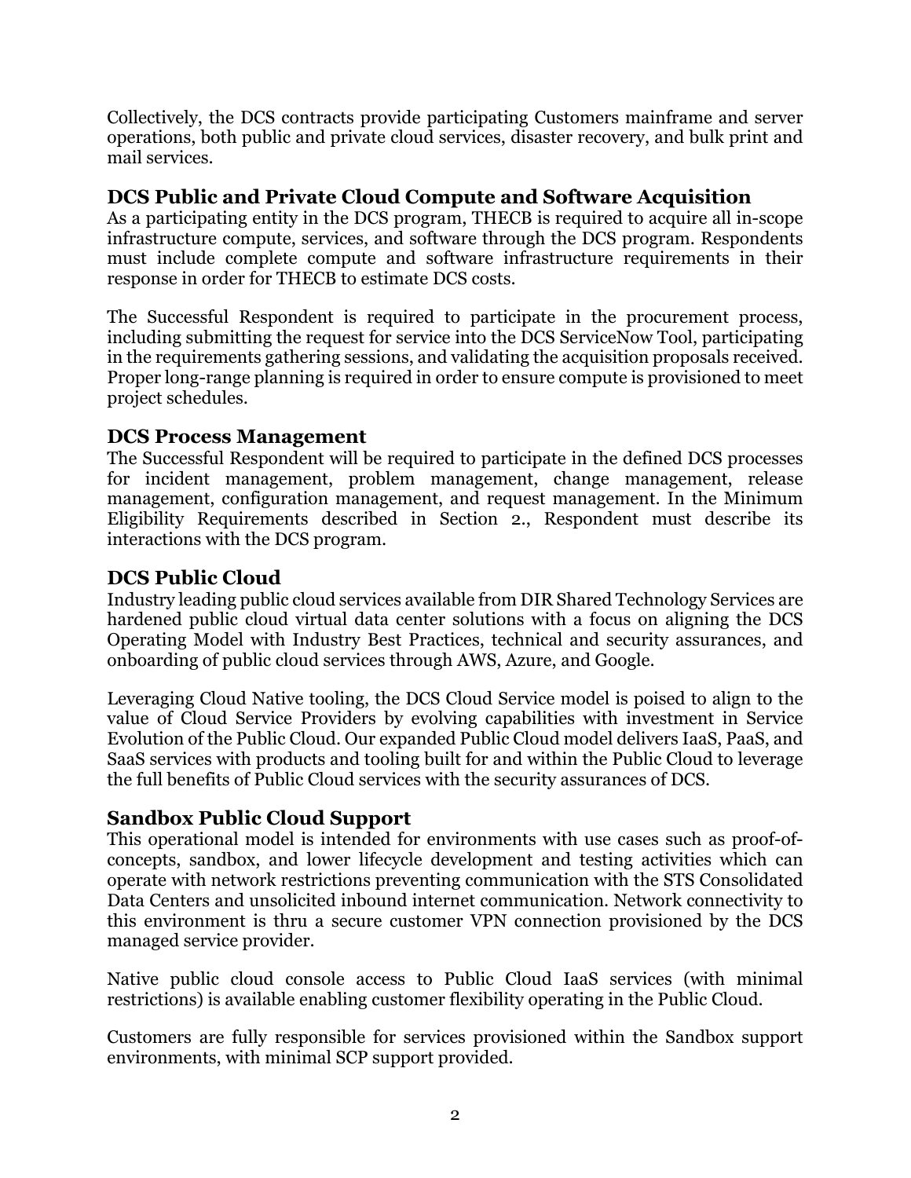Collectively, the DCS contracts provide participating Customers mainframe and server operations, both public and private cloud services, disaster recovery, and bulk print and mail services.

## DCS Public and Private Cloud Compute and Software Acquisition

As a participating entity in the DCS program, THECB is required to acquire all in-scope infrastructure compute, services, and software through the DCS program. Respondents must include complete compute and software infrastructure requirements in their response in order for THECB to estimate DCS costs.

The Successful Respondent is required to participate in the procurement process, including submitting the request for service into the DCS ServiceNow Tool, participating in the requirements gathering sessions, and validating the acquisition proposals received. Proper long-range planning is required in order to ensure compute is provisioned to meet project schedules.

## DCS Process Management

The Successful Respondent will be required to participate in the defined DCS processes for incident management, problem management, change management, release management, configuration management, and request management. In the Minimum Eligibility Requirements described in Section 2., Respondent must describe its interactions with the DCS program.

## DCS Public Cloud

Industry leading public cloud services available from DIR Shared Technology Services are hardened public cloud virtual data center solutions with a focus on aligning the DCS Operating Model with Industry Best Practices, technical and security assurances, and onboarding of public cloud services through AWS, Azure, and Google.

Leveraging Cloud Native tooling, the DCS Cloud Service model is poised to align to the value of Cloud Service Providers by evolving capabilities with investment in Service Evolution of the Public Cloud. Our expanded Public Cloud model delivers IaaS, PaaS, and SaaS services with products and tooling built for and within the Public Cloud to leverage the full benefits of Public Cloud services with the security assurances of DCS.

## Sandbox Public Cloud Support

This operational model is intended for environments with use cases such as proof-of-concepts, sandbox, and lower lifecycle development and testing activities which can operate with network restrictions preventing communication with the STS Consolidated Data Centers and unsolicited inbound internet communication. Network connectivity to this environment is thru a secure customer VPN connection provisioned by the DCS managed service provider.

Native public cloud console access to Public Cloud IaaS services (with minimal restrictions) is available enabling customer flexibility operating in the Public Cloud.

Customers are fully responsible for services provisioned within the Sandbox support environments, with minimal SCP support provided.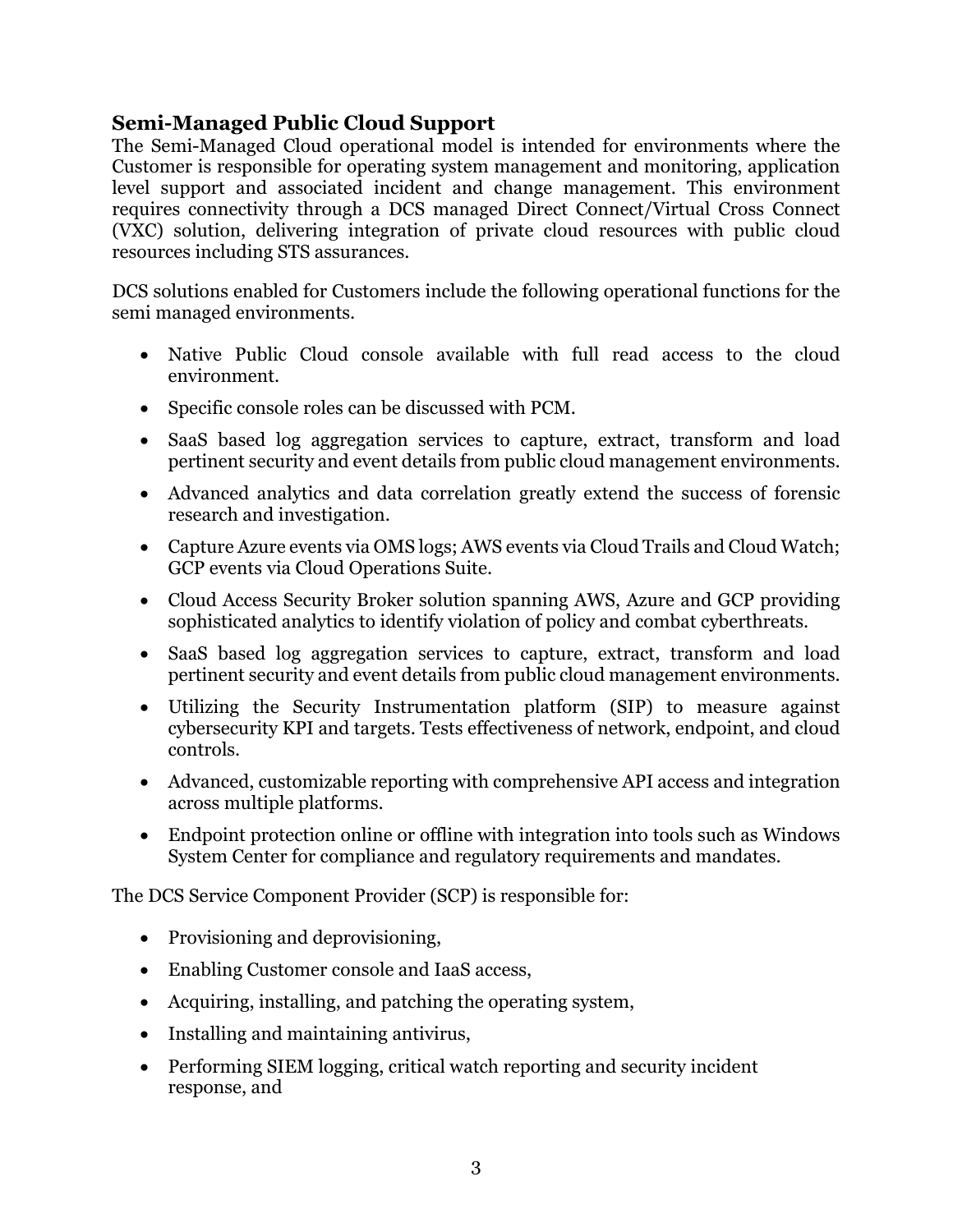## Semi-Managed Public Cloud Support

The Semi-Managed Cloud operational model is intended for environments where the Customer is responsible for operating system management and monitoring, application level support and associated incident and change management. This environment requires connectivity through a DCS managed Direct Connect/Virtual Cross Connect (VXC) solution, delivering integration of private cloud resources with public cloud resources including STS assurances.

DCS solutions enabled for Customers include the following operational functions for the semi managed environments.

- Native Public Cloud console available with full read access to the cloud environment.
- Specific console roles can be discussed with PCM.
- SaaS based log aggregation services to capture, extract, transform and load pertinent security and event details from public cloud management environments.
- Advanced analytics and data correlation greatly extend the success of forensic research and investigation.
- Capture Azure events via OMS logs; AWS events via Cloud Trails and Cloud Watch; GCP events via Cloud Operations Suite.
- Cloud Access Security Broker solution spanning AWS, Azure and GCP providing sophisticated analytics to identify violation of policy and combat cyberthreats.
- SaaS based log aggregation services to capture, extract, transform and load pertinent security and event details from public cloud management environments.
- Utilizing the Security Instrumentation platform (SIP) to measure against cybersecurity KPI and targets. Tests effectiveness of network, endpoint, and cloud controls.
- Advanced, customizable reporting with comprehensive API access and integration across multiple platforms.
- Endpoint protection online or offline with integration into tools such as Windows System Center for compliance and regulatory requirements and mandates.

The DCS Service Component Provider (SCP) is responsible for:

- Provisioning and deprovisioning,
- Enabling Customer console and IaaS access,
- Acquiring, installing, and patching the operating system,
- Installing and maintaining antivirus,
- Performing SIEM logging, critical watch reporting and security incident response, and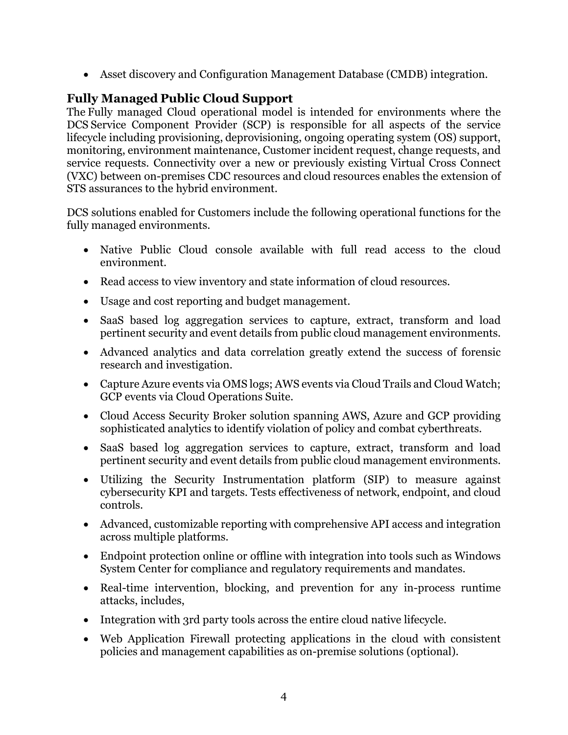- Asset discovery and Configuration Management Database (CMDB) integration.

## Fully Managed Public Cloud Support

The Fully managed Cloud operational model is intended for environments where the DCS Service Component Provider (SCP) is responsible for all aspects of the service lifecycle including provisioning, deprovisioning, ongoing operating system (OS) support, monitoring, environment maintenance, Customer incident request, change requests, and service requests. Connectivity over a new or previously existing Virtual Cross Connect (VXC) between on-premises CDC resources and cloud resources enables the extension of STS assurances to the hybrid environment.

DCS solutions enabled for Customers include the following operational functions for the fully managed environments.

- Native Public Cloud console available with full read access to the cloud environment.
- Read access to view inventory and state information of cloud resources.
- Usage and cost reporting and budget management.
- SaaS based log aggregation services to capture, extract, transform and load pertinent security and event details from public cloud management environments.
- Advanced analytics and data correlation greatly extend the success of forensic research and investigation.
- Capture Azure events via OMS logs; AWS events via Cloud Trails and Cloud Watch; GCP events via Cloud Operations Suite.
- Cloud Access Security Broker solution spanning AWS, Azure and GCP providing sophisticated analytics to identify violation of policy and combat cyberthreats.
- SaaS based log aggregation services to capture, extract, transform and load pertinent security and event details from public cloud management environments.
- Utilizing the Security Instrumentation platform (SIP) to measure against cybersecurity KPI and targets. Tests effectiveness of network, endpoint, and cloud controls.
- Advanced, customizable reporting with comprehensive API access and integration across multiple platforms.
- Endpoint protection online or offline with integration into tools such as Windows System Center for compliance and regulatory requirements and mandates.
- Real-time intervention, blocking, and prevention for any in-process runtime attacks, includes,
- Integration with 3rd party tools across the entire cloud native lifecycle.
- Web Application Firewall protecting applications in the cloud with consistent policies and management capabilities as on-premise solutions (optional).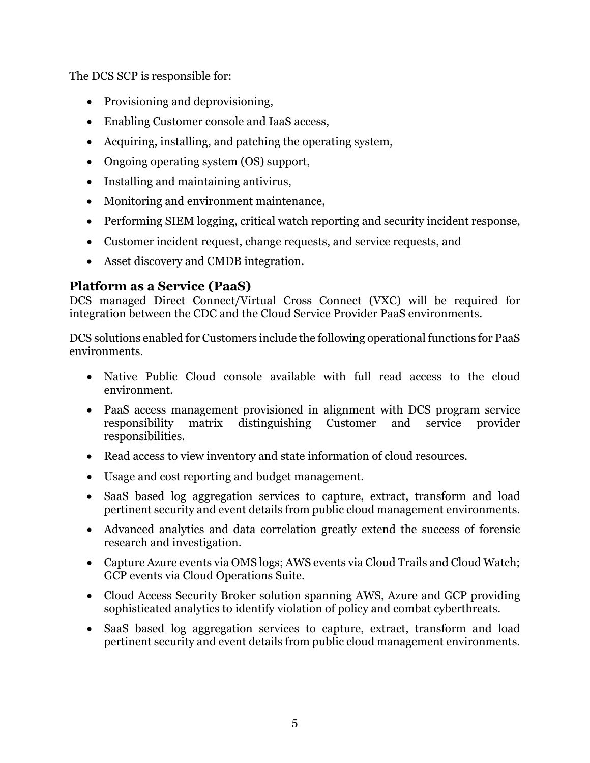The DCS SCP is responsible for:

- Provisioning and deprovisioning,
- Enabling Customer console and IaaS access,
- Acquiring, installing, and patching the operating system,
- Ongoing operating system (OS) support,
- Installing and maintaining antivirus,
- Monitoring and environment maintenance,
- Performing SIEM logging, critical watch reporting and security incident response,
- Customer incident request, change requests, and service requests, and
- Asset discovery and CMDB integration.

## Platform as a Service (PaaS)

DCS managed Direct Connect/Virtual Cross Connect (VXC) will be required for integration between the CDC and the Cloud Service Provider PaaS environments.

DCS solutions enabled for Customers include the following operational functions for PaaS environments.

- Native Public Cloud console available with full read access to the cloud environment.
- PaaS access management provisioned in alignment with DCS program service responsibility matrix distinguishing Customer and service provider responsibilities.
- Read access to view inventory and state information of cloud resources.
- Usage and cost reporting and budget management.
- SaaS based log aggregation services to capture, extract, transform and load pertinent security and event details from public cloud management environments.
- Advanced analytics and data correlation greatly extend the success of forensic research and investigation.
- Capture Azure events via OMS logs; AWS events via Cloud Trails and Cloud Watch; GCP events via Cloud Operations Suite.
- Cloud Access Security Broker solution spanning AWS, Azure and GCP providing sophisticated analytics to identify violation of policy and combat cyberthreats.
- SaaS based log aggregation services to capture, extract, transform and load pertinent security and event details from public cloud management environments.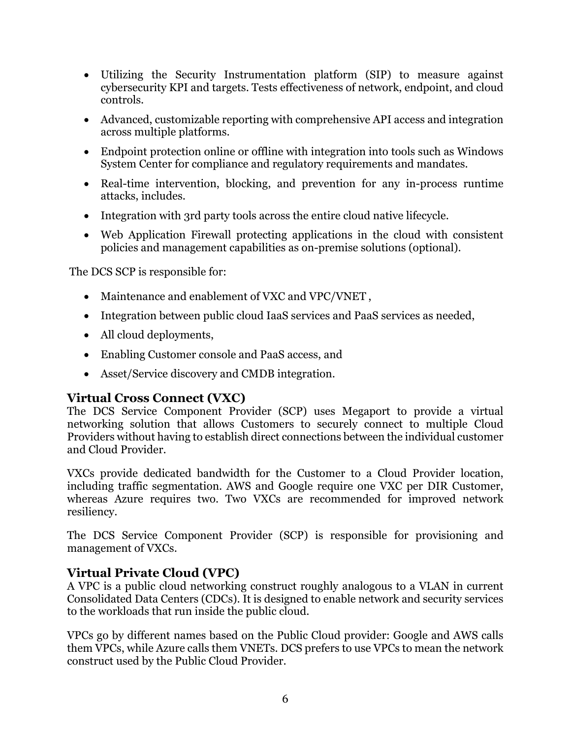- Utilizing the Security Instrumentation platform (SIP) to measure against cybersecurity KPI and targets. Tests effectiveness of network, endpoint, and cloud controls.
- Advanced, customizable reporting with comprehensive API access and integration across multiple platforms.
- Endpoint protection online or offline with integration into tools such as Windows System Center for compliance and regulatory requirements and mandates.
- Real-time intervention, blocking, and prevention for any in-process runtime attacks, includes.
- Integration with 3rd party tools across the entire cloud native lifecycle.
- Web Application Firewall protecting applications in the cloud with consistent policies and management capabilities as on-premise solutions (optional).

The DCS SCP is responsible for:

- Maintenance and enablement of VXC and VPC/VNET ,
- Integration between public cloud IaaS services and PaaS services as needed,
- All cloud deployments,
- Enabling Customer console and PaaS access, and
- Asset/Service discovery and CMDB integration.

### Virtual Cross Connect (VXC)

The DCS Service Component Provider (SCP) uses Megaport to provide a virtual networking solution that allows Customers to securely connect to multiple Cloud Providers without having to establish direct connections between the individual customer and Cloud Provider.

VXCs provide dedicated bandwidth for the Customer to a Cloud Provider location, including traffic segmentation. AWS and Google require one VXC per DIR Customer, whereas Azure requires two. Two VXCs are recommended for improved network resiliency.

The DCS Service Component Provider (SCP) is responsible for provisioning and management of VXCs.

### Virtual Private Cloud (VPC)

A VPC is a public cloud networking construct roughly analogous to a VLAN in current Consolidated Data Centers (CDCs). It is designed to enable network and security services to the workloads that run inside the public cloud.

VPCs go by different names based on the Public Cloud provider: Google and AWS calls them VPCs, while Azure calls them VNETs. DCS prefers to use VPCs to mean the network construct used by the Public Cloud Provider.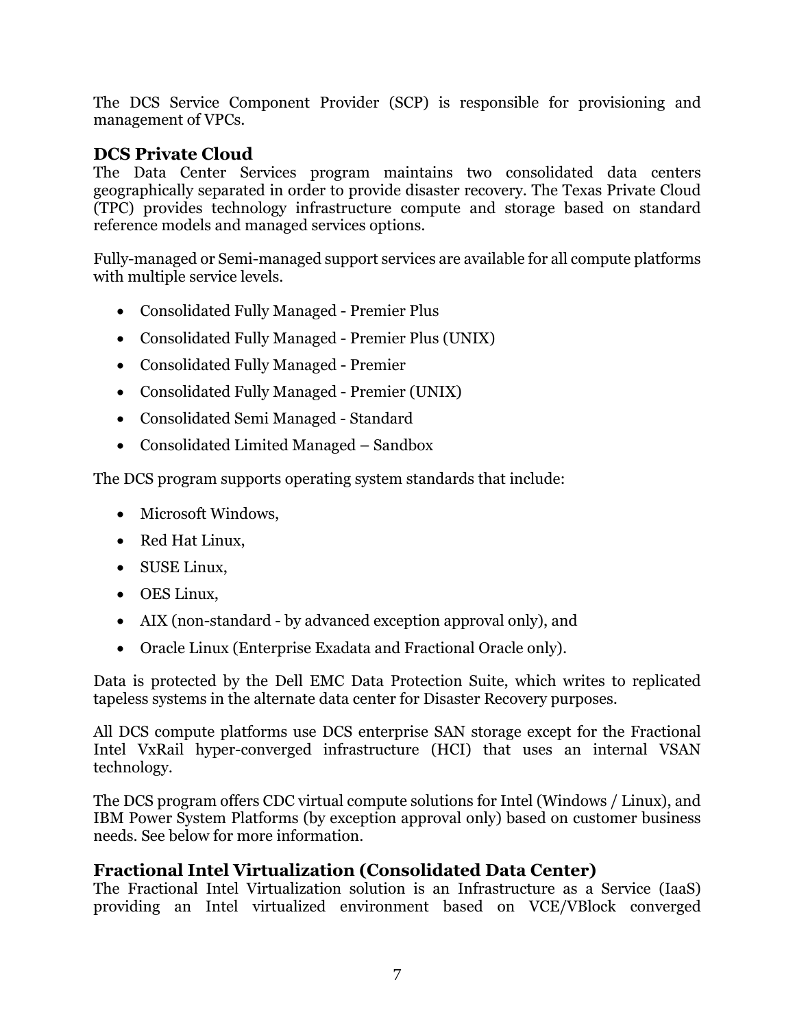The DCS Service Component Provider (SCP) is responsible for provisioning and management of VPCs.

## DCS Private Cloud

The Data Center Services program maintains two consolidated data centers geographically separated in order to provide disaster recovery. The Texas Private Cloud (TPC) provides technology infrastructure compute and storage based on standard reference models and managed services options.

Fully-managed or Semi-managed support services are available for all compute platforms with multiple service levels.

- Consolidated Fully Managed - Premier Plus
- Consolidated Fully Managed - Premier Plus (UNIX)
- Consolidated Fully Managed - Premier
- Consolidated Fully Managed - Premier (UNIX)
- Consolidated Semi Managed - Standard
- Consolidated Limited Managed – Sandbox

The DCS program supports operating system standards that include:

- Microsoft Windows,
- Red Hat Linux,
- SUSE Linux,
- OES Linux,
- AIX (non-standard - by advanced exception approval only), and
- Oracle Linux (Enterprise Exadata and Fractional Oracle only).

Data is protected by the Dell EMC Data Protection Suite, which writes to replicated tapeless systems in the alternate data center for Disaster Recovery purposes.

All DCS compute platforms use DCS enterprise SAN storage except for the Fractional Intel VxRail hyper-converged infrastructure (HCI) that uses an internal VSAN technology.

The DCS program offers CDC virtual compute solutions for Intel (Windows / Linux), and IBM Power System Platforms (by exception approval only) based on customer business needs. See below for more information.

## Fractional Intel Virtualization (Consolidated Data Center)

The Fractional Intel Virtualization solution is an Infrastructure as a Service (IaaS) providing an Intel virtualized environment based on VCE/VBlock converged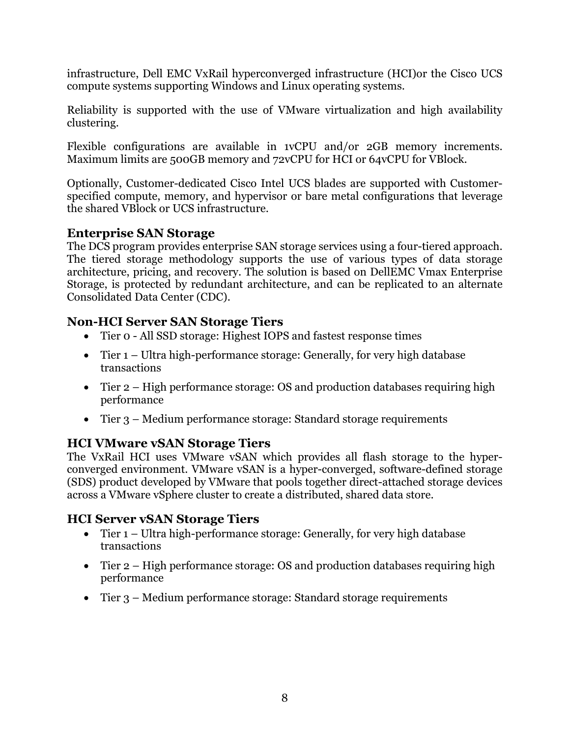infrastructure, Dell EMC VxRail hyperconverged infrastructure (HCI)or the Cisco UCS compute systems supporting Windows and Linux operating systems.

Reliability is supported with the use of VMware virtualization and high availability clustering.

Flexible configurations are available in 1vCPU and/or 2GB memory increments. Maximum limits are 500GB memory and 72vCPU for HCI or 64vCPU for VBlock.

Optionally, Customer-dedicated Cisco Intel UCS blades are supported with Customer-specified compute, memory, and hypervisor or bare metal configurations that leverage the shared VBlock or UCS infrastructure.

### Enterprise SAN Storage

The DCS program provides enterprise SAN storage services using a four-tiered approach. The tiered storage methodology supports the use of various types of data storage architecture, pricing, and recovery. The solution is based on DellEMC Vmax Enterprise Storage, is protected by redundant architecture, and can be replicated to an alternate Consolidated Data Center (CDC).

### Non-HCI Server SAN Storage Tiers

- Tier 0 - All SSD storage: Highest IOPS and fastest response times
- Tier 1 – Ultra high-performance storage: Generally, for very high database transactions
- Tier 2 – High performance storage: OS and production databases requiring high performance
- Tier 3 – Medium performance storage: Standard storage requirements

### HCI VMware vSAN Storage Tiers

The VxRail HCI uses VMware vSAN which provides all flash storage to the hyper-converged environment. VMware vSAN is a hyper-converged, software-defined storage (SDS) product developed by VMware that pools together direct-attached storage devices across a VMware vSphere cluster to create a distributed, shared data store.

### HCI Server vSAN Storage Tiers

- Tier 1 – Ultra high-performance storage: Generally, for very high database transactions
- Tier 2 – High performance storage: OS and production databases requiring high performance
- Tier 3 – Medium performance storage: Standard storage requirements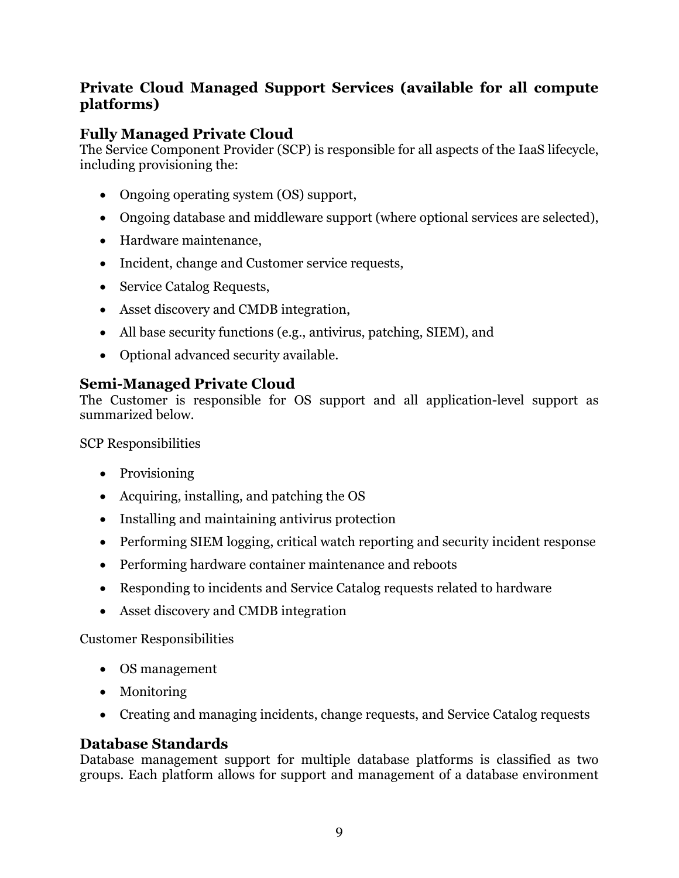## Private Cloud Managed Support Services (available for all compute platforms)

### Fully Managed Private Cloud

The Service Component Provider (SCP) is responsible for all aspects of the IaaS lifecycle, including provisioning the:

- Ongoing operating system (OS) support,
- Ongoing database and middleware support (where optional services are selected),
- Hardware maintenance,
- Incident, change and Customer service requests,
- Service Catalog Requests,
- Asset discovery and CMDB integration,
- All base security functions (e.g., antivirus, patching, SIEM), and
- Optional advanced security available.

### Semi-Managed Private Cloud

The Customer is responsible for OS support and all application-level support as summarized below.

SCP Responsibilities

- Provisioning
- Acquiring, installing, and patching the OS
- Installing and maintaining antivirus protection
- Performing SIEM logging, critical watch reporting and security incident response
- Performing hardware container maintenance and reboots
- Responding to incidents and Service Catalog requests related to hardware
- Asset discovery and CMDB integration

Customer Responsibilities

- OS management
- Monitoring
- Creating and managing incidents, change requests, and Service Catalog requests

### Database Standards

Database management support for multiple database platforms is classified as two groups. Each platform allows for support and management of a database environment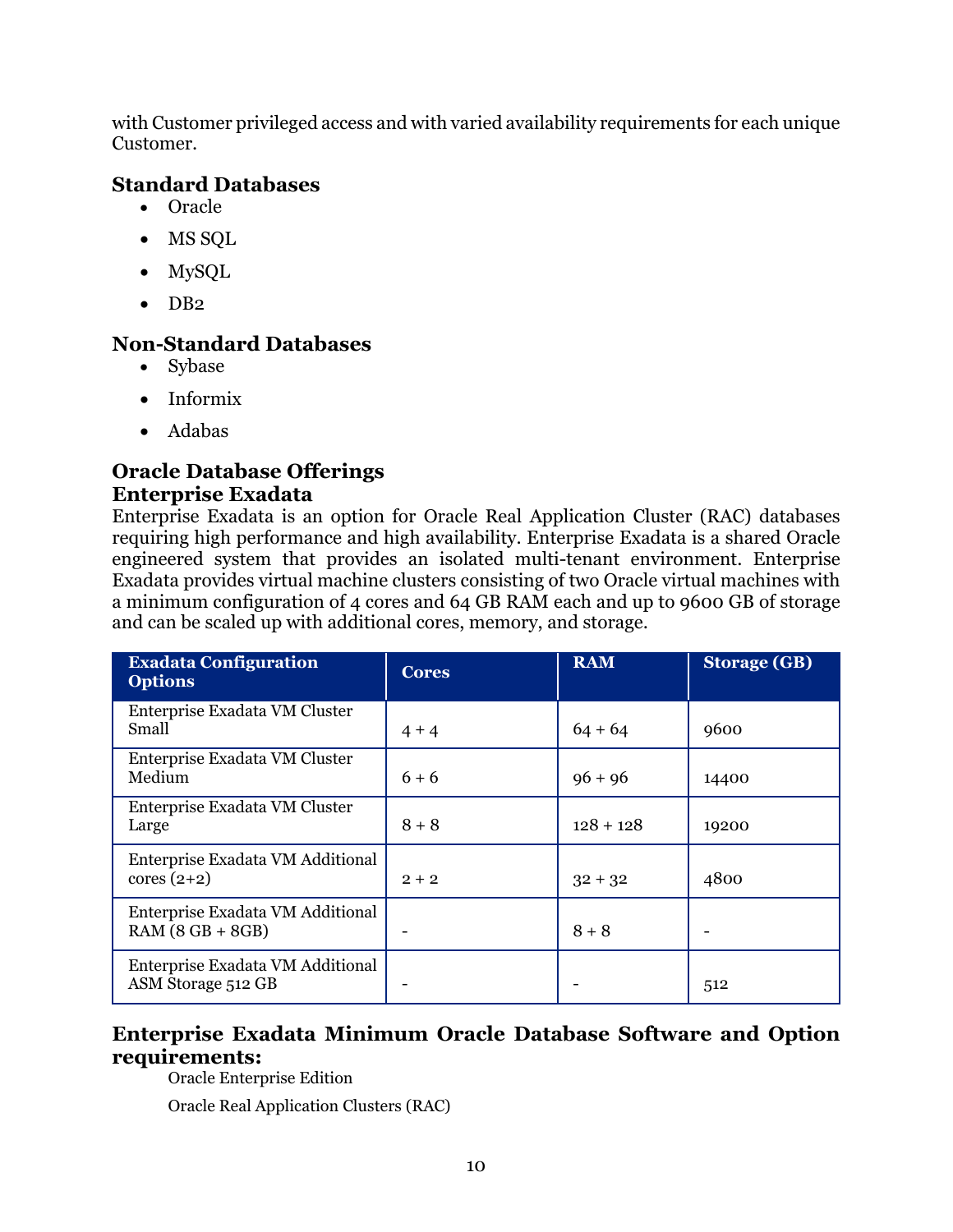with Customer privileged access and with varied availability requirements for each unique Customer.

## Standard Databases

- Oracle
- MS SQL
- MySQL
- DB2

## Non-Standard Databases

- Sybase
- Informix
- Adabas

## Oracle Database Offerings

## Enterprise Exadata

Enterprise Exadata is an option for Oracle Real Application Cluster (RAC) databases requiring high performance and high availability. Enterprise Exadata is a shared Oracle engineered system that provides an isolated multi-tenant environment. Enterprise Exadata provides virtual machine clusters consisting of two Oracle virtual machines with a minimum configuration of 4 cores and 64 GB RAM each and up to 9600 GB of storage and can be scaled up with additional cores, memory, and storage.

| Exadata Configuration Options | Cores | RAM | Storage (GB) |
|---|---|---|---|
| Enterprise Exadata VM Cluster Small | 4 + 4 | 64 + 64 | 9600 |
| Enterprise Exadata VM Cluster Medium | 6 + 6 | 96 + 96 | 14400 |
| Enterprise Exadata VM Cluster Large | 8 + 8 | 128 + 128 | 19200 |
| Enterprise Exadata VM Additional cores (2+2) | 2 + 2 | 32 + 32 | 4800 |
| Enterprise Exadata VM Additional RAM (8 GB + 8GB) | - | 8 + 8 | - |
| Enterprise Exadata VM Additional ASM Storage 512 GB | - | - | 512 |

## Enterprise Exadata Minimum Oracle Database Software and Option requirements:

Oracle Enterprise Edition

Oracle Real Application Clusters (RAC)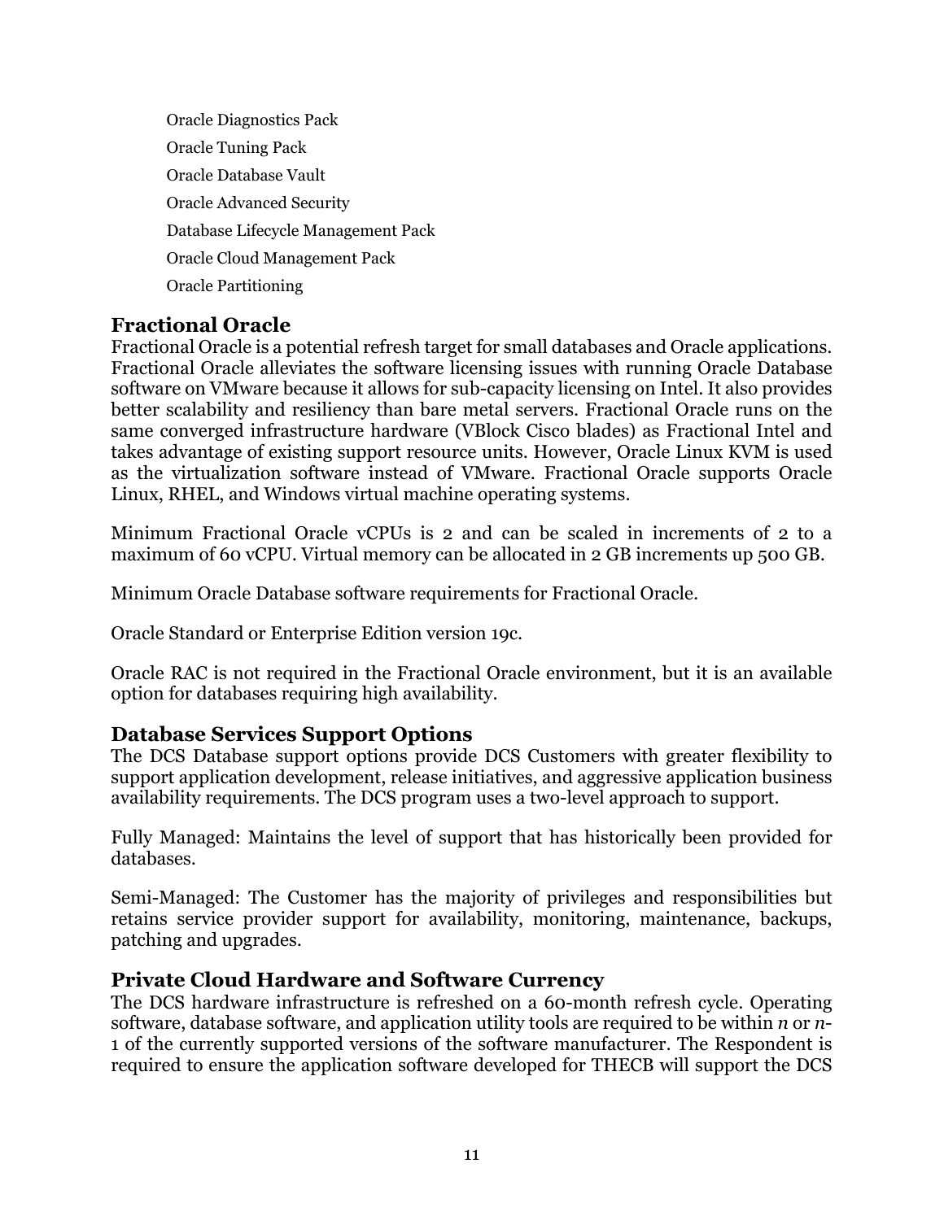Oracle Diagnostics Pack

Oracle Tuning Pack

Oracle Database Vault

Oracle Advanced Security

Database Lifecycle Management Pack

Oracle Cloud Management Pack

Oracle Partitioning

## Fractional Oracle

Fractional Oracle is a potential refresh target for small databases and Oracle applications. Fractional Oracle alleviates the software licensing issues with running Oracle Database software on VMware because it allows for sub-capacity licensing on Intel. It also provides better scalability and resiliency than bare metal servers. Fractional Oracle runs on the same converged infrastructure hardware (VBlock Cisco blades) as Fractional Intel and takes advantage of existing support resource units. However, Oracle Linux KVM is used as the virtualization software instead of VMware. Fractional Oracle supports Oracle Linux, RHEL, and Windows virtual machine operating systems.

Minimum Fractional Oracle vCPUs is 2 and can be scaled in increments of 2 to a maximum of 60 vCPU. Virtual memory can be allocated in 2 GB increments up 500 GB.

Minimum Oracle Database software requirements for Fractional Oracle.

Oracle Standard or Enterprise Edition version 19c.

Oracle RAC is not required in the Fractional Oracle environment, but it is an available option for databases requiring high availability.

## Database Services Support Options

The DCS Database support options provide DCS Customers with greater flexibility to support application development, release initiatives, and aggressive application business availability requirements. The DCS program uses a two-level approach to support.

Fully Managed: Maintains the level of support that has historically been provided for databases.

Semi-Managed: The Customer has the majority of privileges and responsibilities but retains service provider support for availability, monitoring, maintenance, backups, patching and upgrades.

## Private Cloud Hardware and Software Currency

The DCS hardware infrastructure is refreshed on a 60-month refresh cycle. Operating software, database software, and application utility tools are required to be within *n* or *n*-1 of the currently supported versions of the software manufacturer. The Respondent is required to ensure the application software developed for THECB will support the DCS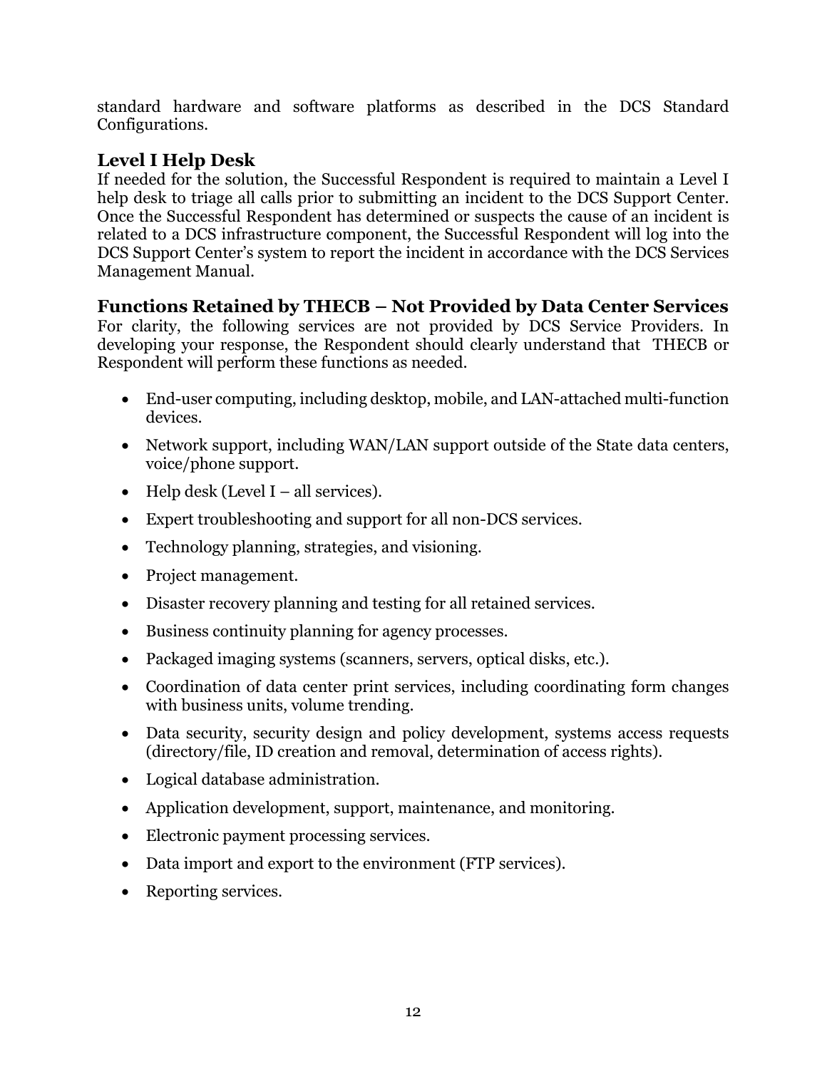standard hardware and software platforms as described in the DCS Standard Configurations.

## Level I Help Desk

If needed for the solution, the Successful Respondent is required to maintain a Level I help desk to triage all calls prior to submitting an incident to the DCS Support Center. Once the Successful Respondent has determined or suspects the cause of an incident is related to a DCS infrastructure component, the Successful Respondent will log into the DCS Support Center's system to report the incident in accordance with the DCS Services Management Manual.

## Functions Retained by THECB – Not Provided by Data Center Services

For clarity, the following services are not provided by DCS Service Providers. In developing your response, the Respondent should clearly understand that THECB or Respondent will perform these functions as needed.

- End-user computing, including desktop, mobile, and LAN-attached multi-function devices.
- Network support, including WAN/LAN support outside of the State data centers, voice/phone support.
- Help desk (Level I – all services).
- Expert troubleshooting and support for all non-DCS services.
- Technology planning, strategies, and visioning.
- Project management.
- Disaster recovery planning and testing for all retained services.
- Business continuity planning for agency processes.
- Packaged imaging systems (scanners, servers, optical disks, etc.).
- Coordination of data center print services, including coordinating form changes with business units, volume trending.
- Data security, security design and policy development, systems access requests (directory/file, ID creation and removal, determination of access rights).
- Logical database administration.
- Application development, support, maintenance, and monitoring.
- Electronic payment processing services.
- Data import and export to the environment (FTP services).
- Reporting services.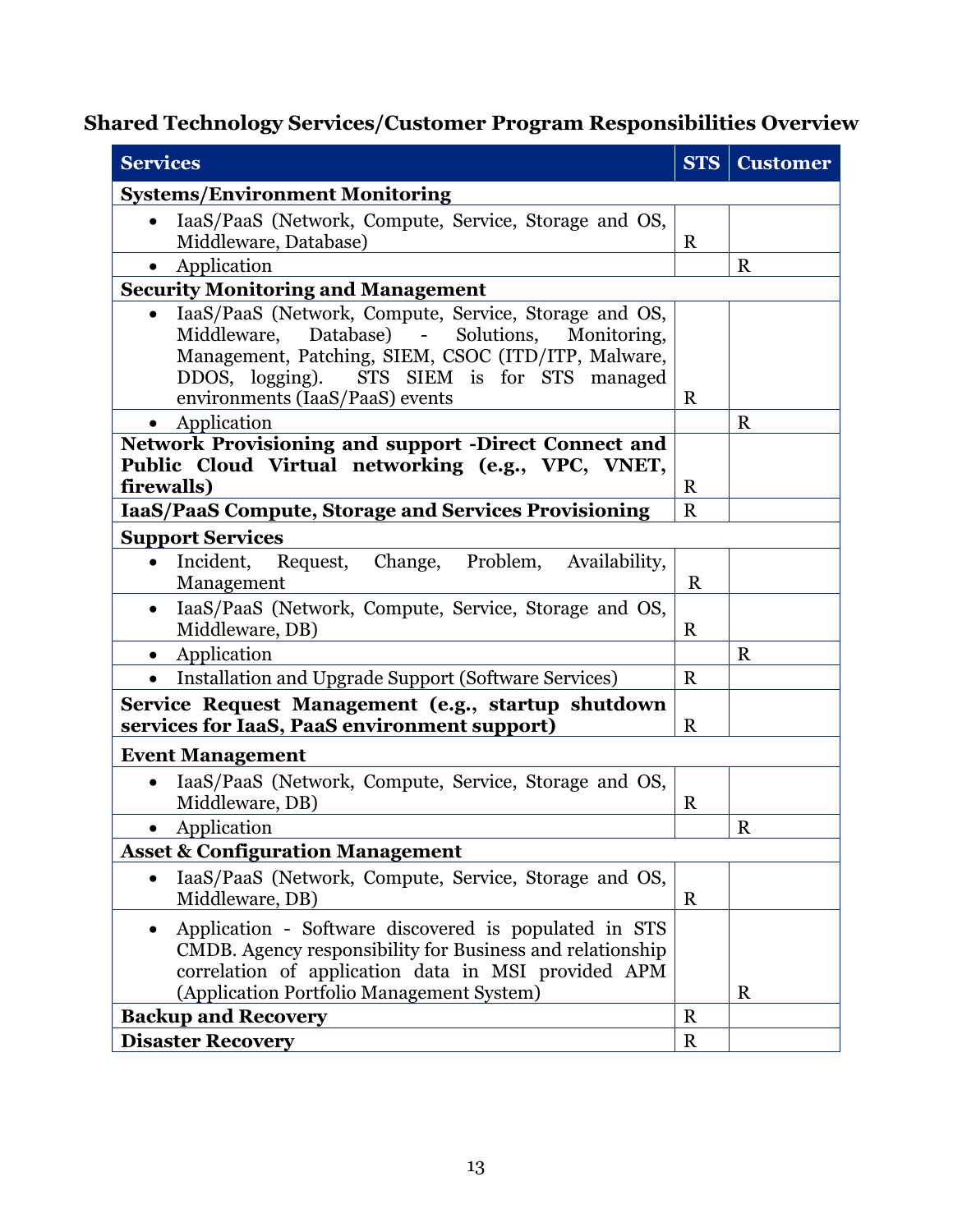## Shared Technology Services/Customer Program Responsibilities Overview

| Services | STS | Customer |
|---|---|---|
| **Systems/Environment Monitoring** | | |
| • IaaS/PaaS (Network, Compute, Service, Storage and OS, Middleware, Database) | R | |
| • Application | | R |
| **Security Monitoring and Management** | | |
| • IaaS/PaaS (Network, Compute, Service, Storage and OS, Middleware, Database) - Solutions, Monitoring, Management, Patching, SIEM, CSOC (ITD/ITP, Malware, DDOS, logging). STS SIEM is for STS managed environments (IaaS/PaaS) events | R | |
| • Application | | R |
| **Network Provisioning and support -Direct Connect and Public Cloud Virtual networking (e.g., VPC, VNET, firewalls)** | R | |
| **IaaS/PaaS Compute, Storage and Services Provisioning** | R | |
| **Support Services** | | |
| • Incident, Request, Change, Problem, Availability, Management | R | |
| • IaaS/PaaS (Network, Compute, Service, Storage and OS, Middleware, DB) | R | |
| • Application | | R |
| • Installation and Upgrade Support (Software Services) | R | |
| **Service Request Management (e.g., startup shutdown services for IaaS, PaaS environment support)** | R | |
| **Event Management** | | |
| • IaaS/PaaS (Network, Compute, Service, Storage and OS, Middleware, DB) | R | |
| • Application | | R |
| **Asset & Configuration Management** | | |
| • IaaS/PaaS (Network, Compute, Service, Storage and OS, Middleware, DB) | R | |
| • Application - Software discovered is populated in STS CMDB. Agency responsibility for Business and relationship correlation of application data in MSI provided APM (Application Portfolio Management System) | | R |
| **Backup and Recovery** | R | |
| **Disaster Recovery** | R | |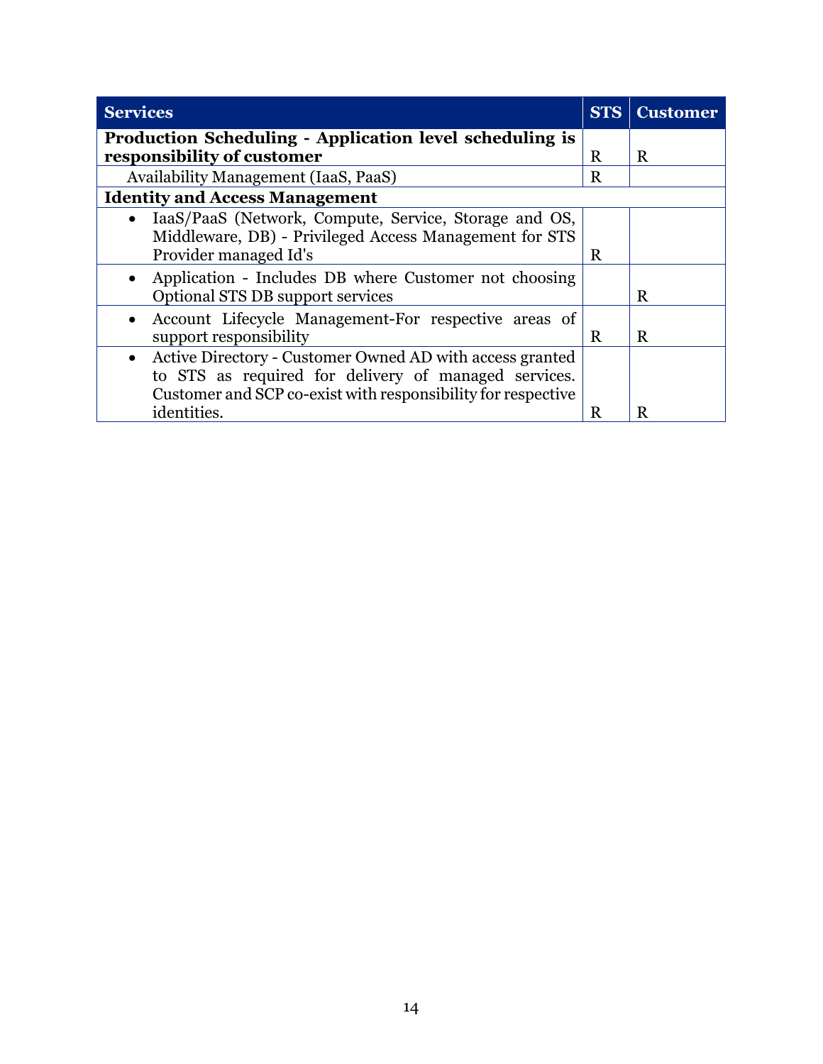| Services | STS | Customer |
|---|---|---|
| **Production Scheduling - Application level scheduling is responsibility of customer** | R | R |
| Availability Management (IaaS, PaaS) | R | |
| **Identity and Access Management** | | |
| • IaaS/PaaS (Network, Compute, Service, Storage and OS, Middleware, DB) - Privileged Access Management for STS Provider managed Id's | R | |
| • Application - Includes DB where Customer not choosing Optional STS DB support services | | R |
| • Account Lifecycle Management-For respective areas of support responsibility | R | R |
| • Active Directory - Customer Owned AD with access granted to STS as required for delivery of managed services. Customer and SCP co-exist with responsibility for respective identities. | R | R |